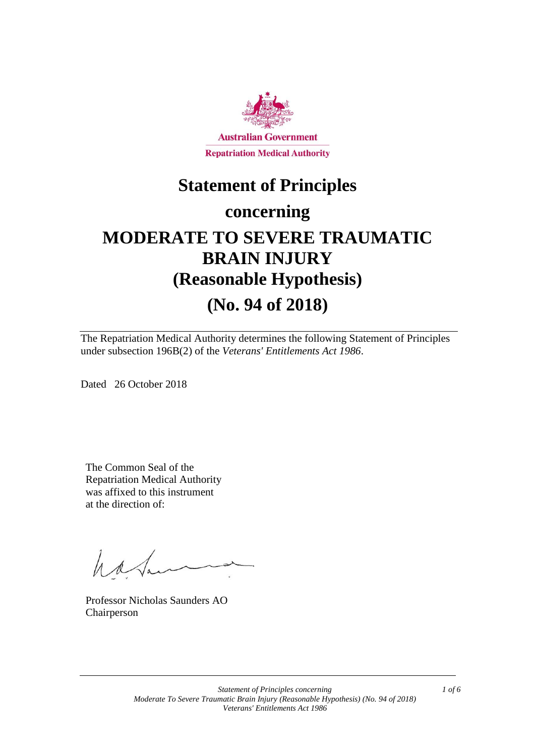Australian Government

Repatriation Medical Authority

# Statement of Principles

# concerning

# MODERATE TO SEVERE TRAUMATIC BRAIN INJURY (Reasonable Hypothesis)

# (No. 94 of 2018)

The Repatriation Medical Authority determines the following Statement of Principles under subsection 196B(2) of the *Veterans' Entitlements Act 1986*.

Dated 26 October 2018

The Common Seal of the Repatriation Medical Authority was affixed to this instrument at the direction of:

Professor Nicholas Saunders AO
Chairperson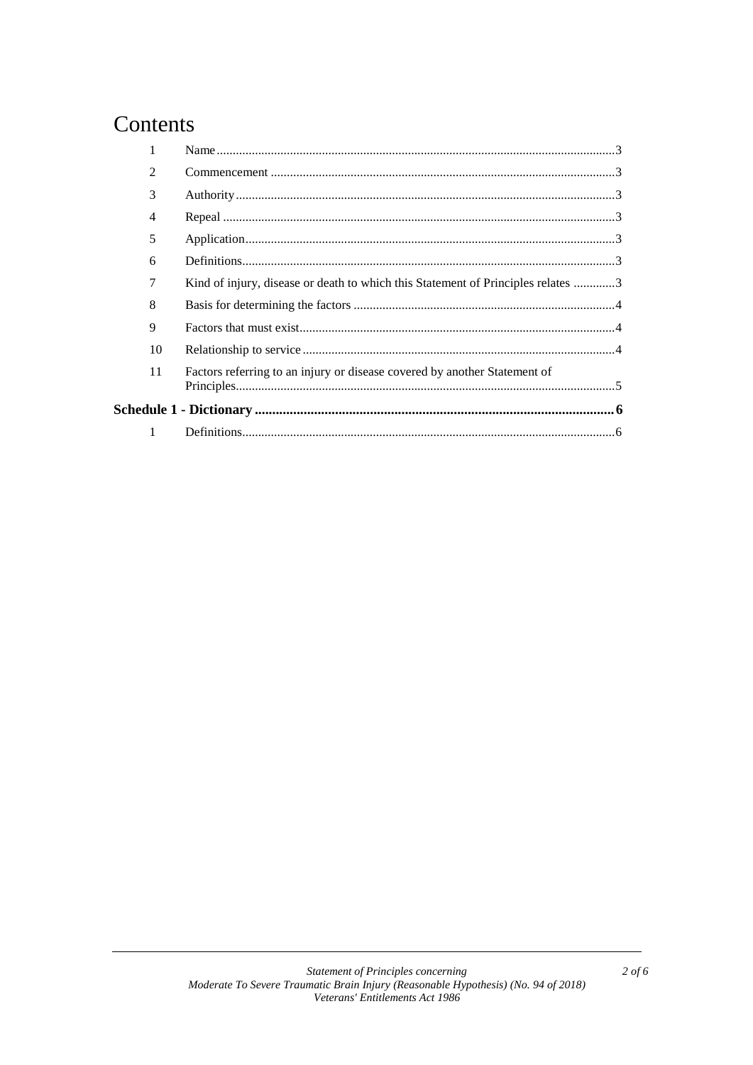# Contents

| | | |
|---|---|---|
| 1 | Name | 3 |
| 2 | Commencement | 3 |
| 3 | Authority | 3 |
| 4 | Repeal | 3 |
| 5 | Application | 3 |
| 6 | Definitions | 3 |
| 7 | Kind of injury, disease or death to which this Statement of Principles relates | 3 |
| 8 | Basis for determining the factors | 4 |
| 9 | Factors that must exist | 4 |
| 10 | Relationship to service | 4 |
| 11 | Factors referring to an injury or disease covered by another Statement of Principles | 5 |
| **Schedule 1 - Dictionary** | | **6** |
| 1 | Definitions | 6 |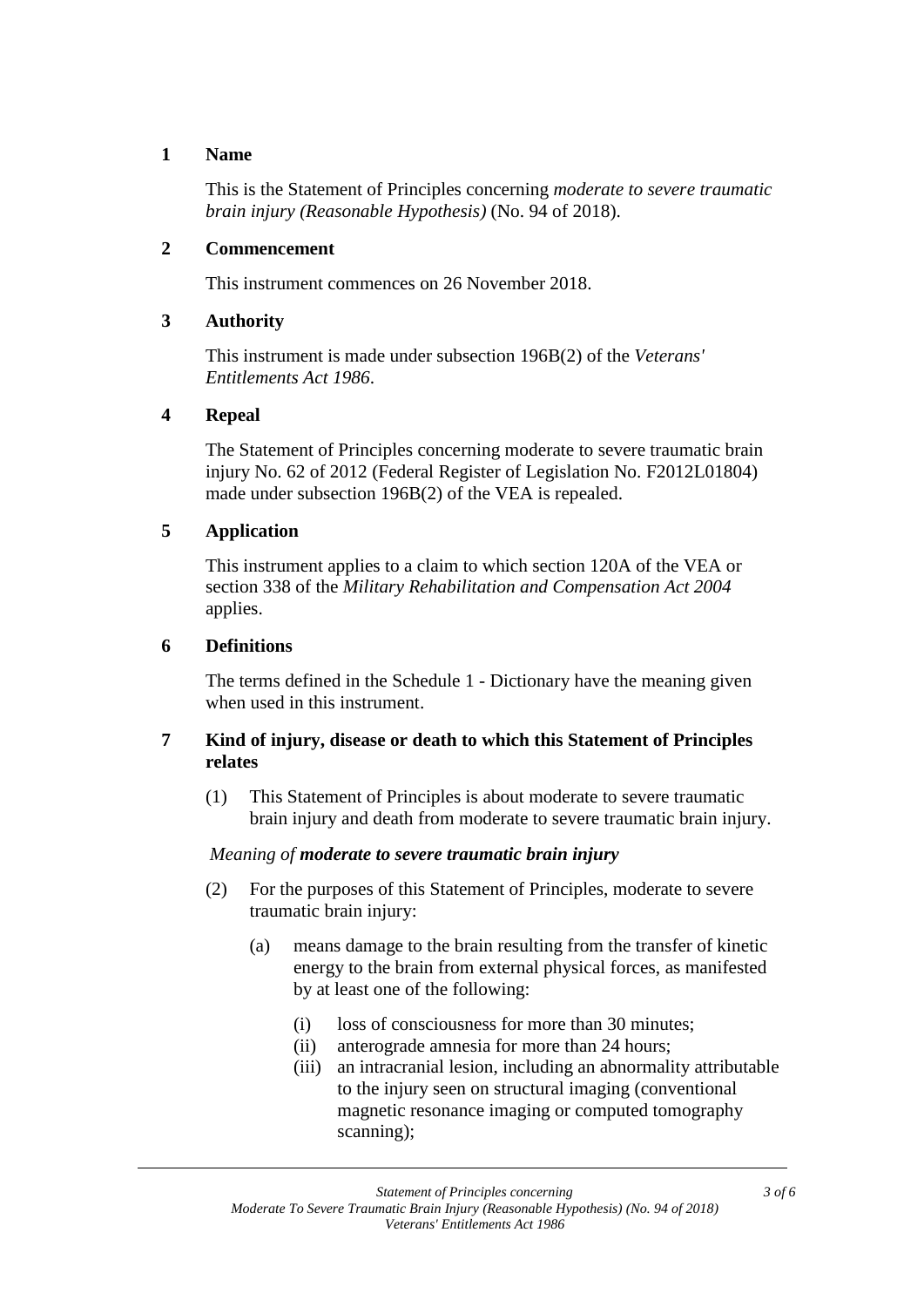## 1 Name

This is the Statement of Principles concerning *moderate to severe traumatic brain injury (Reasonable Hypothesis)* (No. 94 of 2018).

## 2 Commencement

This instrument commences on 26 November 2018.

## 3 Authority

This instrument is made under subsection 196B(2) of the *Veterans' Entitlements Act 1986*.

## 4 Repeal

The Statement of Principles concerning moderate to severe traumatic brain injury No. 62 of 2012 (Federal Register of Legislation No. F2012L01804) made under subsection 196B(2) of the VEA is repealed.

## 5 Application

This instrument applies to a claim to which section 120A of the VEA or section 338 of the *Military Rehabilitation and Compensation Act 2004* applies.

## 6 Definitions

The terms defined in the Schedule 1 - Dictionary have the meaning given when used in this instrument.

## 7 Kind of injury, disease or death to which this Statement of Principles relates

(1) This Statement of Principles is about moderate to severe traumatic brain injury and death from moderate to severe traumatic brain injury.

*Meaning of* ***moderate to severe traumatic brain injury***

(2) For the purposes of this Statement of Principles, moderate to severe traumatic brain injury:

- (a) means damage to the brain resulting from the transfer of kinetic energy to the brain from external physical forces, as manifested by at least one of the following:
  - (i) loss of consciousness for more than 30 minutes;
  - (ii) anterograde amnesia for more than 24 hours;
  - (iii) an intracranial lesion, including an abnormality attributable to the injury seen on structural imaging (conventional magnetic resonance imaging or computed tomography scanning);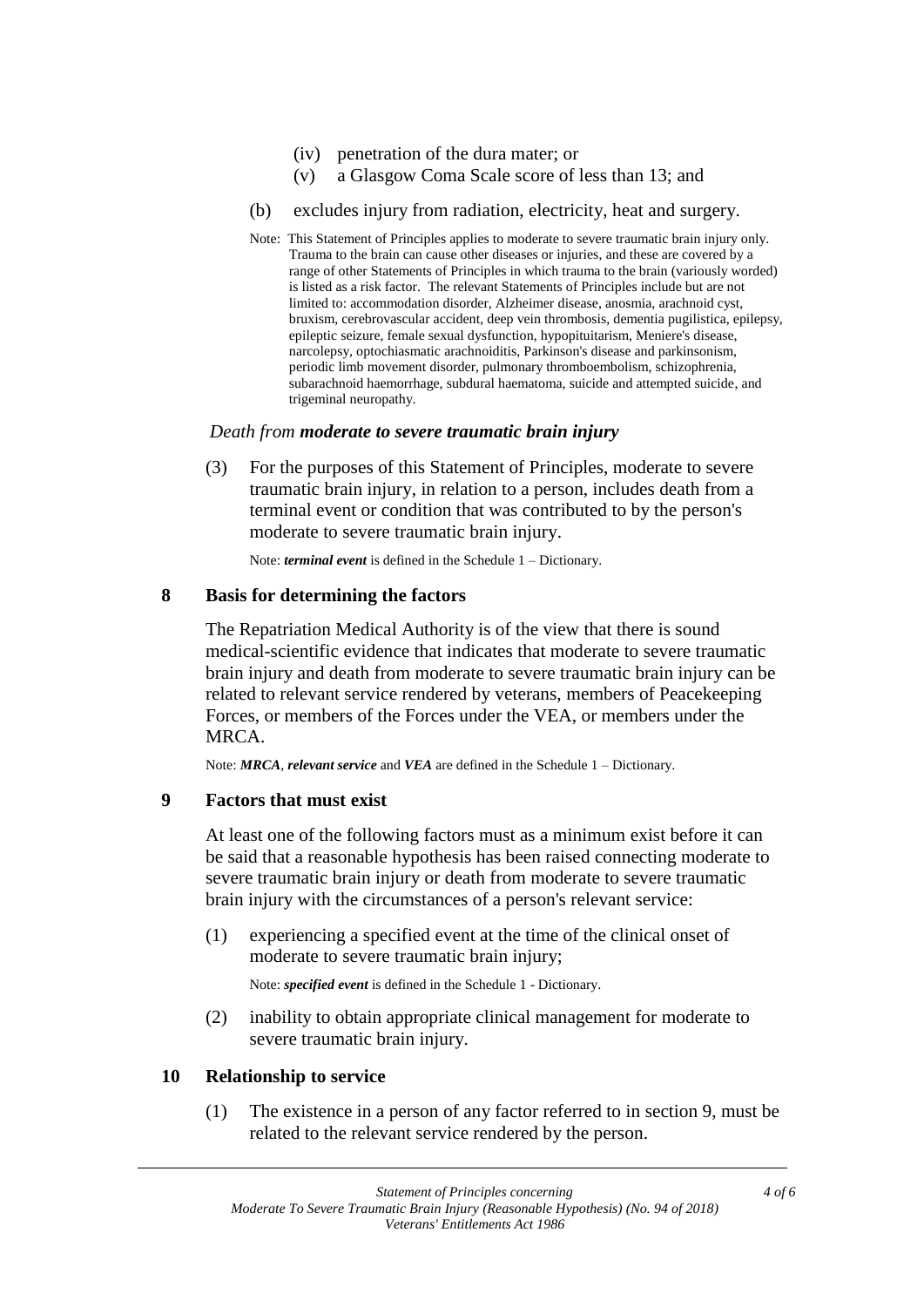(iv) penetration of the dura mater; or

(v) a Glasgow Coma Scale score of less than 13; and

(b) excludes injury from radiation, electricity, heat and surgery.

Note: This Statement of Principles applies to moderate to severe traumatic brain injury only. Trauma to the brain can cause other diseases or injuries, and these are covered by a range of other Statements of Principles in which trauma to the brain (variously worded) is listed as a risk factor. The relevant Statements of Principles include but are not limited to: accommodation disorder, Alzheimer disease, anosmia, arachnoid cyst, bruxism, cerebrovascular accident, deep vein thrombosis, dementia pugilistica, epilepsy, epileptic seizure, female sexual dysfunction, hypopituitarism, Meniere's disease, narcolepsy, optochiasmatic arachnoiditis, Parkinson's disease and parkinsonism, periodic limb movement disorder, pulmonary thromboembolism, schizophrenia, subarachnoid haemorrhage, subdural haematoma, suicide and attempted suicide, and trigeminal neuropathy.

*Death from **moderate to severe traumatic brain injury***

(3) For the purposes of this Statement of Principles, moderate to severe traumatic brain injury, in relation to a person, includes death from a terminal event or condition that was contributed to by the person's moderate to severe traumatic brain injury.

Note: ***terminal event*** is defined in the Schedule 1 – Dictionary.

## 8 Basis for determining the factors

The Repatriation Medical Authority is of the view that there is sound medical-scientific evidence that indicates that moderate to severe traumatic brain injury and death from moderate to severe traumatic brain injury can be related to relevant service rendered by veterans, members of Peacekeeping Forces, or members of the Forces under the VEA, or members under the MRCA.

Note: ***MRCA***, ***relevant service*** and ***VEA*** are defined in the Schedule 1 – Dictionary.

## 9 Factors that must exist

At least one of the following factors must as a minimum exist before it can be said that a reasonable hypothesis has been raised connecting moderate to severe traumatic brain injury or death from moderate to severe traumatic brain injury with the circumstances of a person's relevant service:

(1) experiencing a specified event at the time of the clinical onset of moderate to severe traumatic brain injury;

Note: ***specified event*** is defined in the Schedule 1 - Dictionary.

(2) inability to obtain appropriate clinical management for moderate to severe traumatic brain injury.

## 10 Relationship to service

(1) The existence in a person of any factor referred to in section 9, must be related to the relevant service rendered by the person.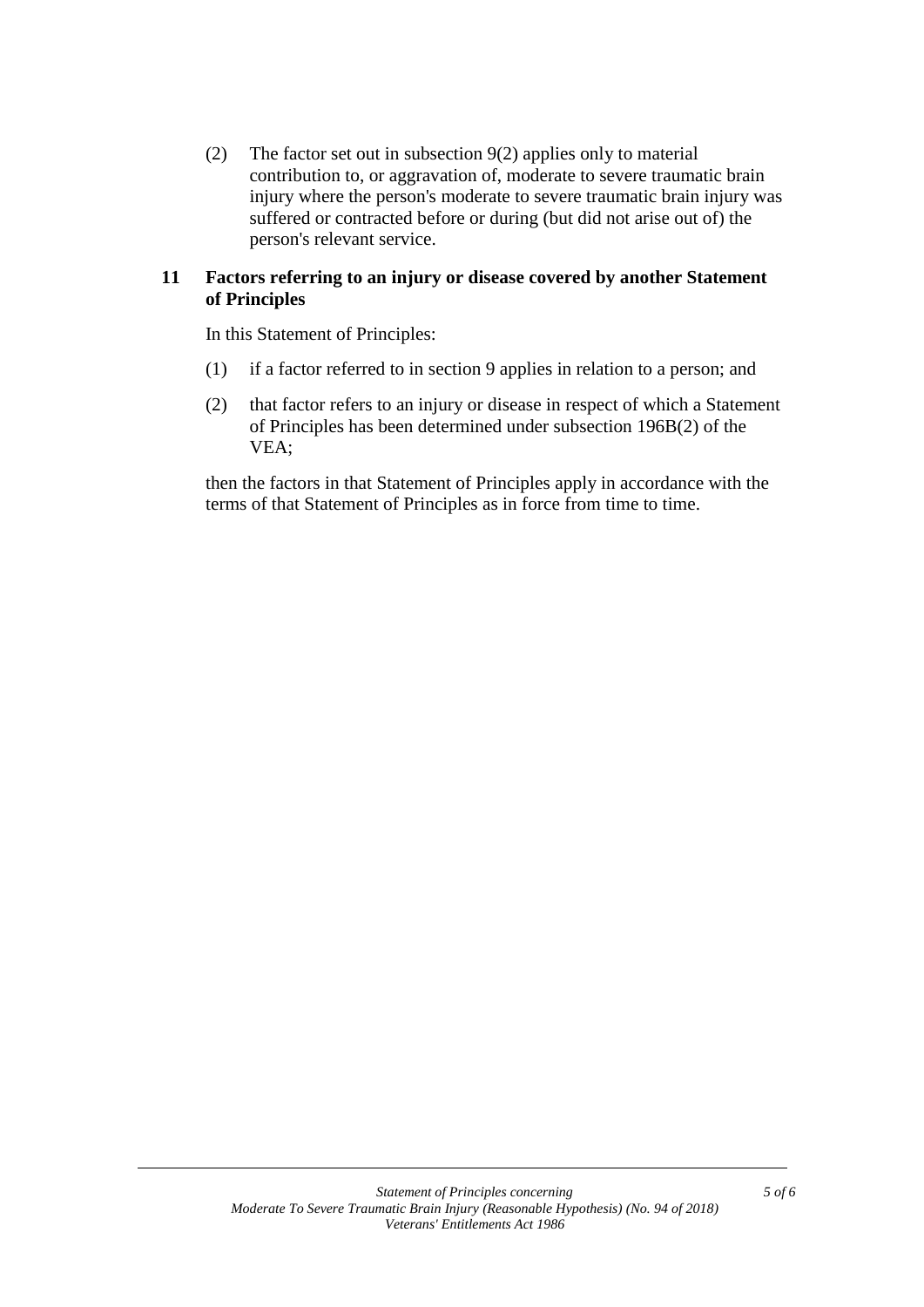(2) The factor set out in subsection 9(2) applies only to material contribution to, or aggravation of, moderate to severe traumatic brain injury where the person's moderate to severe traumatic brain injury was suffered or contracted before or during (but did not arise out of) the person's relevant service.

## 11 Factors referring to an injury or disease covered by another Statement of Principles

In this Statement of Principles:

(1) if a factor referred to in section 9 applies in relation to a person; and

(2) that factor refers to an injury or disease in respect of which a Statement of Principles has been determined under subsection 196B(2) of the VEA;

then the factors in that Statement of Principles apply in accordance with the terms of that Statement of Principles as in force from time to time.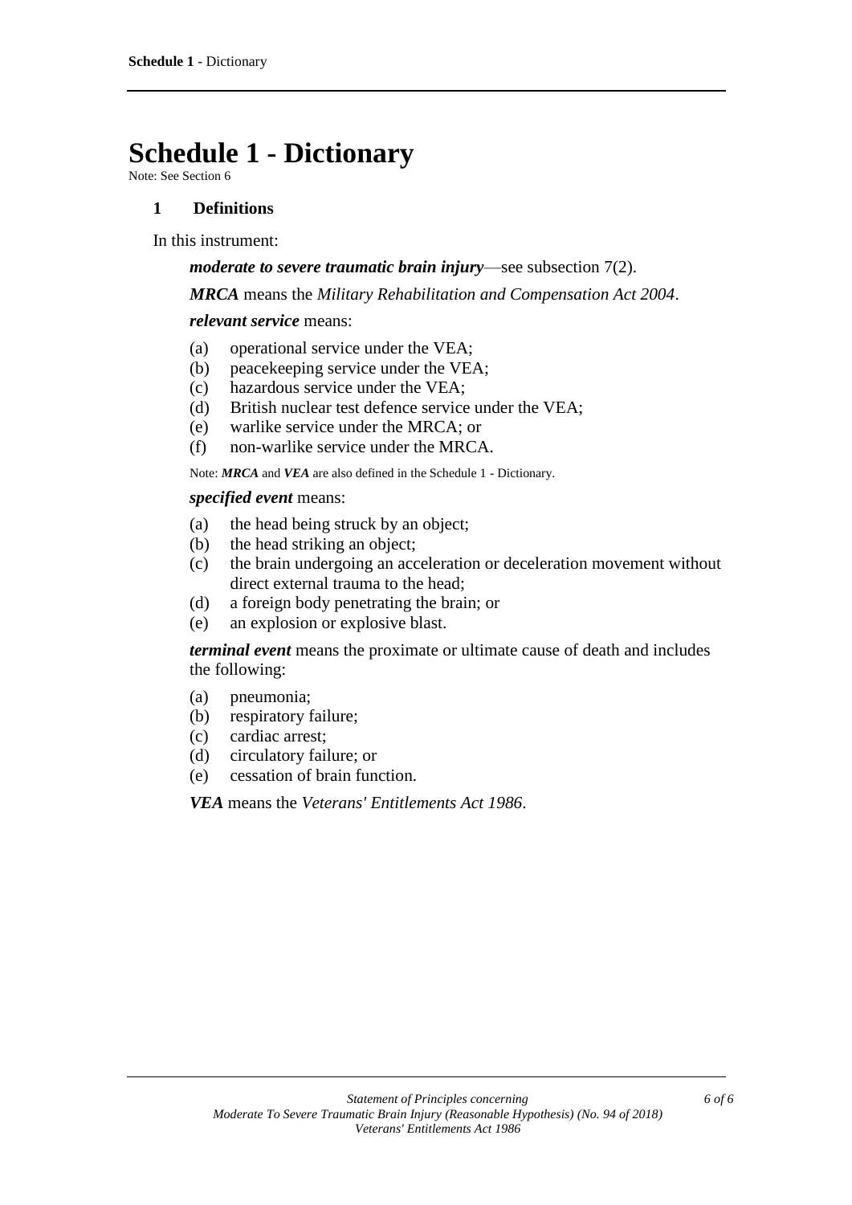# Schedule 1 - Dictionary

Note: See Section 6

## 1 Definitions

In this instrument:

***moderate to severe traumatic brain injury***—see subsection 7(2).

***MRCA*** means the *Military Rehabilitation and Compensation Act 2004*.

***relevant service*** means:

(a) operational service under the VEA;
(b) peacekeeping service under the VEA;
(c) hazardous service under the VEA;
(d) British nuclear test defence service under the VEA;
(e) warlike service under the MRCA; or
(f) non-warlike service under the MRCA.

Note: ***MRCA*** and ***VEA*** are also defined in the Schedule 1 - Dictionary.

***specified event*** means:

(a) the head being struck by an object;
(b) the head striking an object;
(c) the brain undergoing an acceleration or deceleration movement without direct external trauma to the head;
(d) a foreign body penetrating the brain; or
(e) an explosion or explosive blast.

***terminal event*** means the proximate or ultimate cause of death and includes the following:

(a) pneumonia;
(b) respiratory failure;
(c) cardiac arrest;
(d) circulatory failure; or
(e) cessation of brain function.

***VEA*** means the *Veterans' Entitlements Act 1986*.